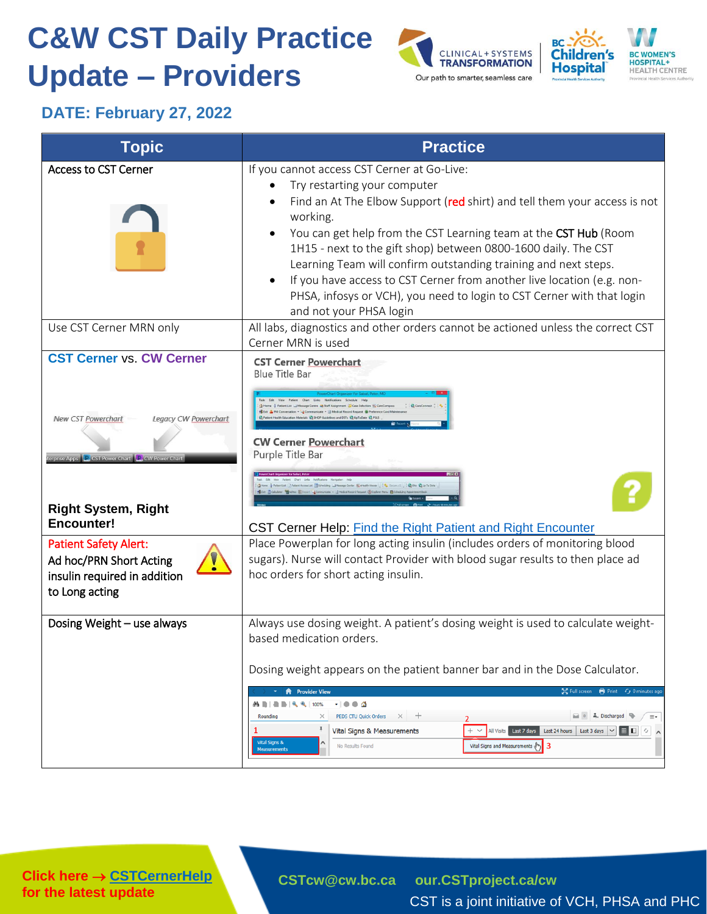# C&W CST Daily Practice Update – Providers

## DATE: February 27, 2022

| Topic | Practice |
|---|---|
| Access to CST Cerner | If you cannot access CST Cerner at Go-Live:<br>• Try restarting your computer<br>• Find an At The Elbow Support (red shirt) and tell them your access is not working.<br>• You can get help from the CST Learning team at the **CST Hub** (Room 1H15 - next to the gift shop) between 0800-1600 daily. The CST Learning Team will confirm outstanding training and next steps.<br>• If you have access to CST Cerner from another live location (e.g. non-PHSA, infosys or VCH), you need to login to CST Cerner with that login and not your PHSA login |
| Use CST Cerner MRN only | All labs, diagnostics and other orders cannot be actioned unless the correct CST Cerner MRN is used |
| **CST Cerner** vs. **CW Cerner**<br>New CST Powerchart / Legacy CW Powerchart<br>**Right System, Right Encounter!** | **CST Cerner Powerchart**<br>Blue Title Bar<br>**CW Cerner Powerchart**<br>Purple Title Bar<br>CST Cerner Help: Find the Right Patient and Right Encounter |
| Patient Safety Alert:<br>Ad hoc/PRN Short Acting insulin required in addition to Long acting | Place Powerplan for long acting insulin (includes orders of monitoring blood sugars). Nurse will contact Provider with blood sugar results to then place ad hoc orders for short acting insulin. |
| Dosing Weight – use always | Always use dosing weight. A patient's dosing weight is used to calculate weight-based medication orders.<br><br>Dosing weight appears on the patient banner bar and in the Dose Calculator. |

Click here → CSTCernerHelp for the latest update

CSTcw@cw.bc.ca our.CSTproject.ca/cw

CST is a joint initiative of VCH, PHSA and PHC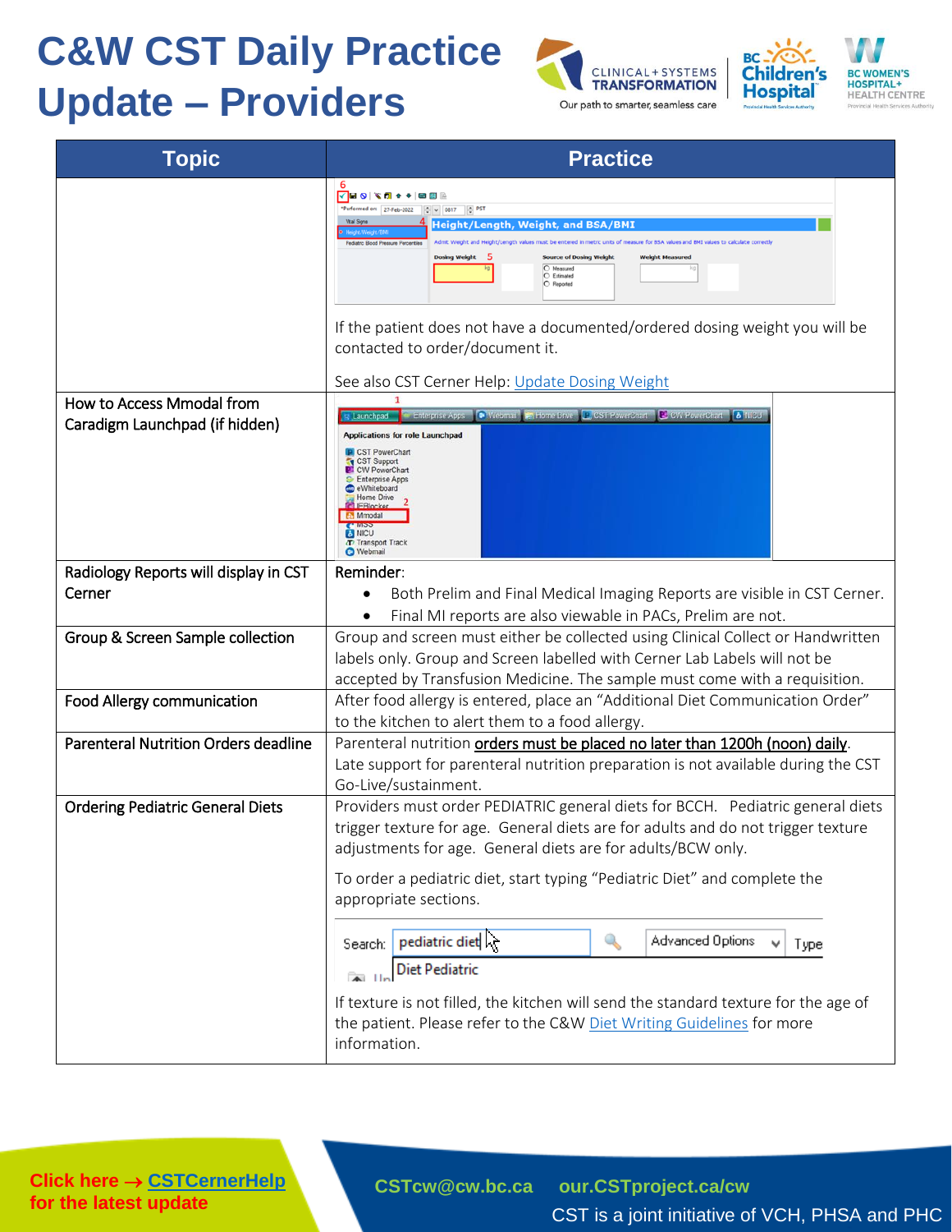# C&W CST Daily Practice Update – Providers

| Topic | Practice |
|---|---|
| | If the patient does not have a documented/ordered dosing weight you will be contacted to order/document it. See also CST Cerner Help: Update Dosing Weight |
| How to Access Mmodal from Caradigm Launchpad (if hidden) | |
| Radiology Reports will display in CST Cerner | **Reminder**: • Both Prelim and Final Medical Imaging Reports are visible in CST Cerner. • Final MI reports are also viewable in PACs, Prelim are not. |
| Group & Screen Sample collection | Group and screen must either be collected using Clinical Collect or Handwritten labels only. Group and Screen labelled with Cerner Lab Labels will not be accepted by Transfusion Medicine. The sample must come with a requisition. |
| Food Allergy communication | After food allergy is entered, place an "Additional Diet Communication Order" to the kitchen to alert them to a food allergy. |
| Parenteral Nutrition Orders deadline | Parenteral nutrition orders must be placed no later than 1200h (noon) daily. Late support for parenteral nutrition preparation is not available during the CST Go-Live/sustainment. |
| Ordering Pediatric General Diets | Providers must order PEDIATRIC general diets for BCCH. Pediatric general diets trigger texture for age. General diets are for adults and do not trigger texture adjustments for age. General diets are for adults/BCW only. To order a pediatric diet, start typing "Pediatric Diet" and complete the appropriate sections. If texture is not filled, the kitchen will send the standard texture for the age of the patient. Please refer to the C&W Diet Writing Guidelines for more information. |

**Click here → CSTCernerHelp for the latest update**

CSTcw@cw.bc.ca our.CSTproject.ca/cw

CST is a joint initiative of VCH, PHSA and PHC